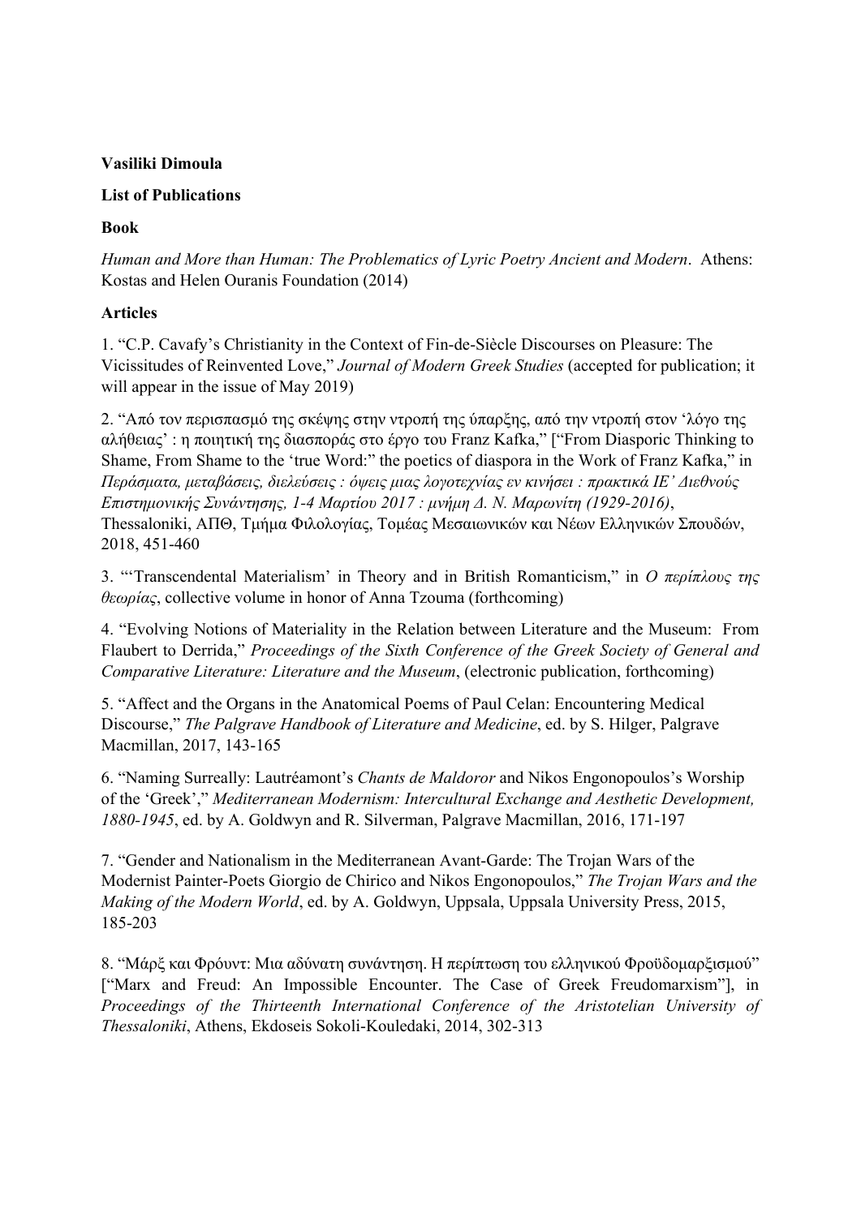**Vasiliki Dimoula**

**List of Publications**

**Book**

*Human and More than Human: The Problematics of Lyric Poetry Ancient and Modern*. Athens: Kostas and Helen Ouranis Foundation (2014)

**Articles**

1. "C.P. Cavafy's Christianity in the Context of Fin-de-Siècle Discourses on Pleasure: The Vicissitudes of Reinvented Love," *Journal of Modern Greek Studies* (accepted for publication; it will appear in the issue of May 2019)

2. "Από τον περισπασμό της σκέψης στην ντροπή της ύπαρξης, από την ντροπή στον 'λόγο της αλήθειας' : η ποιητική της διασποράς στο έργο του Franz Kafka," ["From Diasporic Thinking to Shame, From Shame to the 'true Word:" the poetics of diaspora in the Work of Franz Kafka," in *Περάσματα, μεταβάσεις, διελεύσεις : όψεις μιας λογοτεχνίας εν κινήσει : πρακτικά ΙΕ' Διεθνούς Επιστημονικής Συνάντησης, 1-4 Μαρτίου 2017 : μνήμη Δ. Ν. Μαρωνίτη (1929-2016)*, Thessaloniki, ΑΠΘ, Τμήμα Φιλολογίας, Τομέας Μεσαιωνικών και Νέων Ελληνικών Σπουδών, 2018, 451-460

3. "'Transcendental Materialism' in Theory and in British Romanticism," in *Ο περίπλους της θεωρίας*, collective volume in honor of Anna Tzouma (forthcoming)

4. "Evolving Notions of Materiality in the Relation between Literature and the Museum: From Flaubert to Derrida," *Proceedings of the Sixth Conference of the Greek Society of General and Comparative Literature: Literature and the Museum*, (electronic publication, forthcoming)

5. "Affect and the Organs in the Anatomical Poems of Paul Celan: Encountering Medical Discourse," *The Palgrave Handbook of Literature and Medicine*, ed. by S. Hilger, Palgrave Macmillan, 2017, 143-165

6. "Naming Surreally: Lautréamont's *Chants de Maldoror* and Nikos Engonopoulos's Worship of the 'Greek'," *Mediterranean Modernism: Intercultural Exchange and Aesthetic Development, 1880-1945*, ed. by A. Goldwyn and R. Silverman, Palgrave Macmillan, 2016, 171-197

7. "Gender and Nationalism in the Mediterranean Avant-Garde: The Trojan Wars of the Modernist Painter-Poets Giorgio de Chirico and Nikos Engonopoulos," *The Trojan Wars and the Making of the Modern World*, ed. by A. Goldwyn, Uppsala, Uppsala University Press, 2015, 185-203

8. "Μάρξ και Φρόυντ: Μια αδύνατη συνάντηση. Η περίπτωση του ελληνικού Φροϋδομαρξισμού" ["Marx and Freud: An Impossible Encounter. The Case of Greek Freudomarxism"], in *Proceedings of the Thirteenth International Conference of the Aristotelian University of Thessaloniki*, Athens, Ekdoseis Sokoli-Kouledaki, 2014, 302-313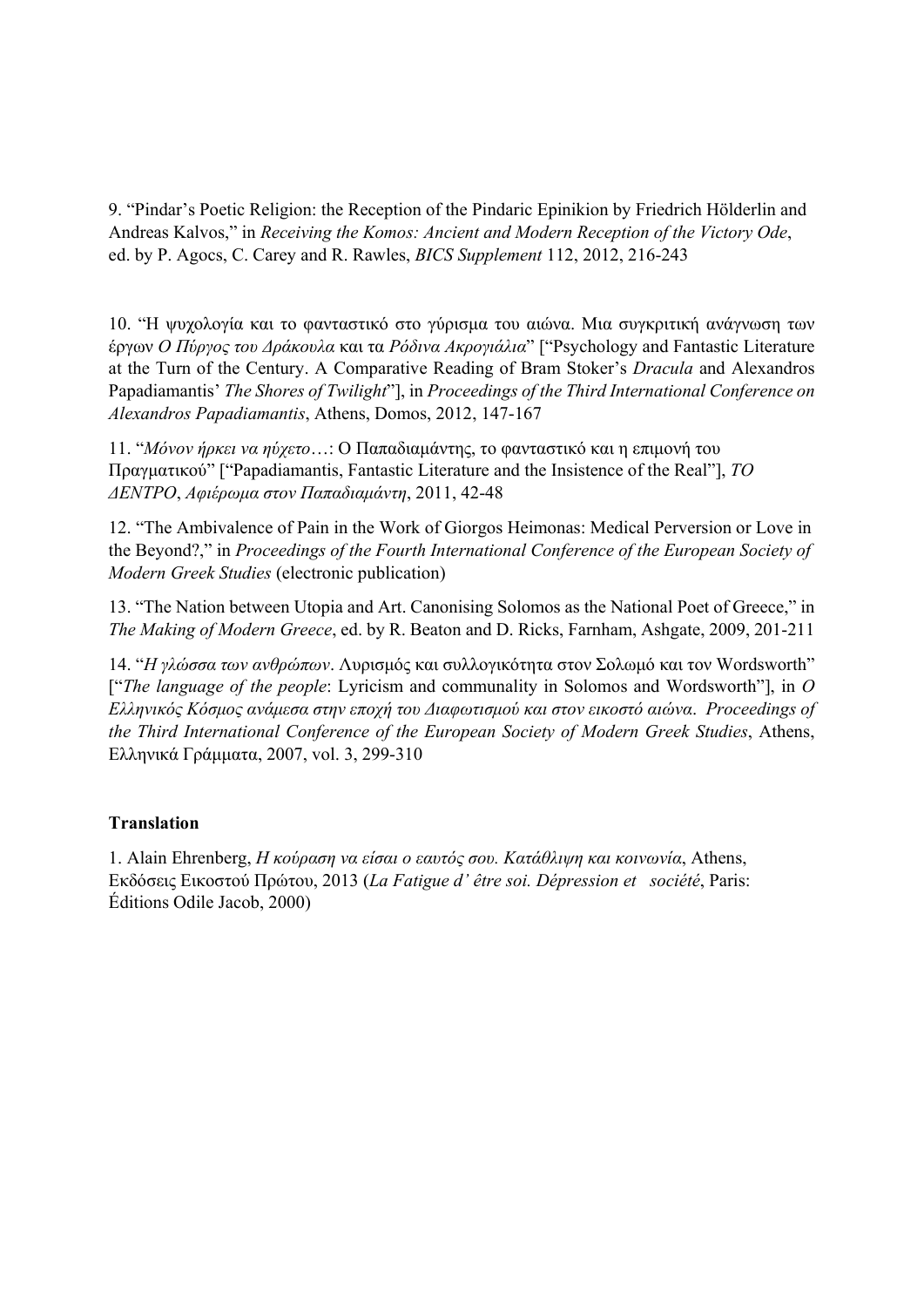9. "Pindar's Poetic Religion: the Reception of the Pindaric Epinikion by Friedrich Hölderlin and Andreas Kalvos," in *Receiving the Komos: Ancient and Modern Reception of the Victory Ode*, ed. by P. Agocs, C. Carey and R. Rawles, *BICS Supplement* 112, 2012, 216-243

10. "Η ψυχολογία και το φανταστικό στο γύρισμα του αιώνα. Μια συγκριτική ανάγνωση των έργων *Ο Πύργος του Δράκουλα* και τα *Ρόδινα Ακρογιάλια*" ["Psychology and Fantastic Literature at the Turn of the Century. A Comparative Reading of Bram Stoker's *Dracula* and Alexandros Papadiamantis' *The Shores of Twilight*"], in *Proceedings of the Third International Conference on Alexandros Papadiamantis*, Athens, Domos, 2012, 147-167

11. "*Μόνον ήρκει να ηύχετο*…: Ο Παπαδιαμάντης, το φανταστικό και η επιμονή του Πραγματικού" ["Papadiamantis, Fantastic Literature and the Insistence of the Real"], *ΤΟ ΔΕΝΤΡΟ*, *Αφιέρωμα στον Παπαδιαμάντη*, 2011, 42-48

12. "The Ambivalence of Pain in the Work of Giorgos Heimonas: Medical Perversion or Love in the Beyond?," in *Proceedings of the Fourth International Conference of the European Society of Modern Greek Studies* (electronic publication)

13. "The Nation between Utopia and Art. Canonising Solomos as the National Poet of Greece," in *The Making of Modern Greece*, ed. by R. Beaton and D. Ricks, Farnham, Ashgate, 2009, 201-211

14. "*Η γλώσσα των ανθρώπων*. Λυρισμός και συλλογικότητα στον Σολωμό και τον Wordsworth" ["*The language of the people*: Lyricism and communality in Solomos and Wordsworth"], in *Ο Ελληνικός Κόσμος ανάμεσα στην εποχή του Διαφωτισμού και στον εικοστό αιώνα*. *Proceedings of the Third International Conference of the European Society of Modern Greek Studies*, Athens, Ελληνικά Γράμματα, 2007, vol. 3, 299-310

**Translation**

1. Alain Ehrenberg, *Η κούραση να είσαι ο εαυτός σου. Κατάθλιψη και κοινωνία*, Athens, Εκδόσεις Εικοστού Πρώτου, 2013 (*La Fatigue d' être soi. Dépression et société*, Paris: Éditions Odile Jacob, 2000)